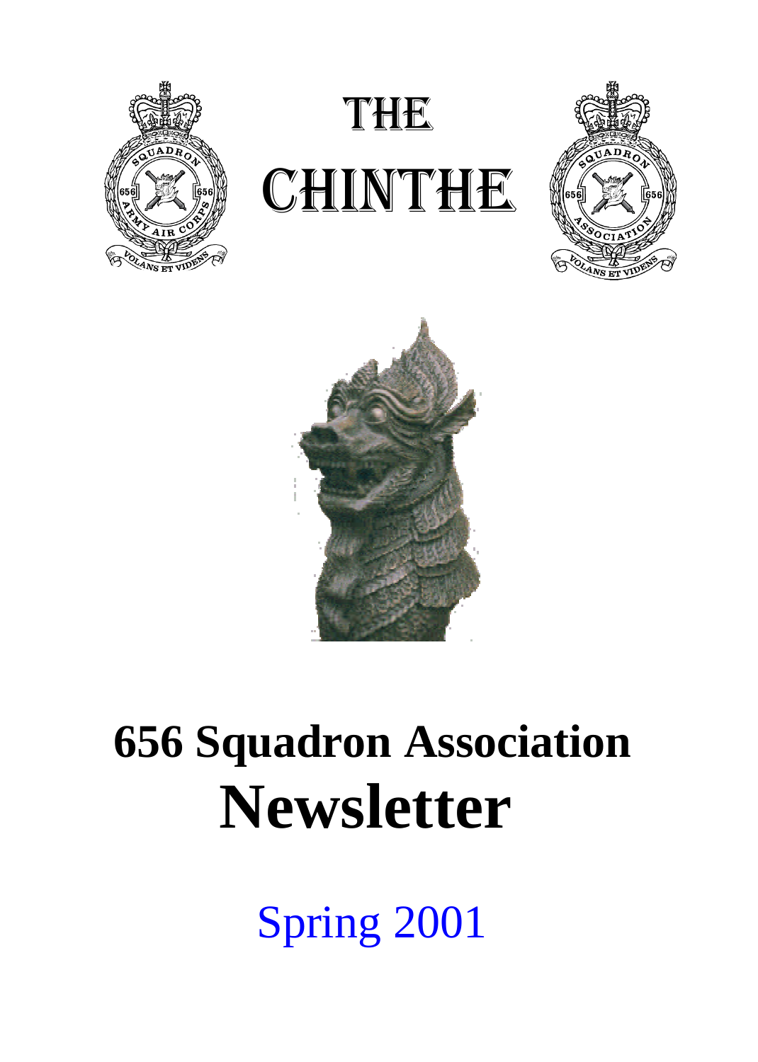# THE CHINTHE

# 656 Squadron Association Newsletter

Spring 2001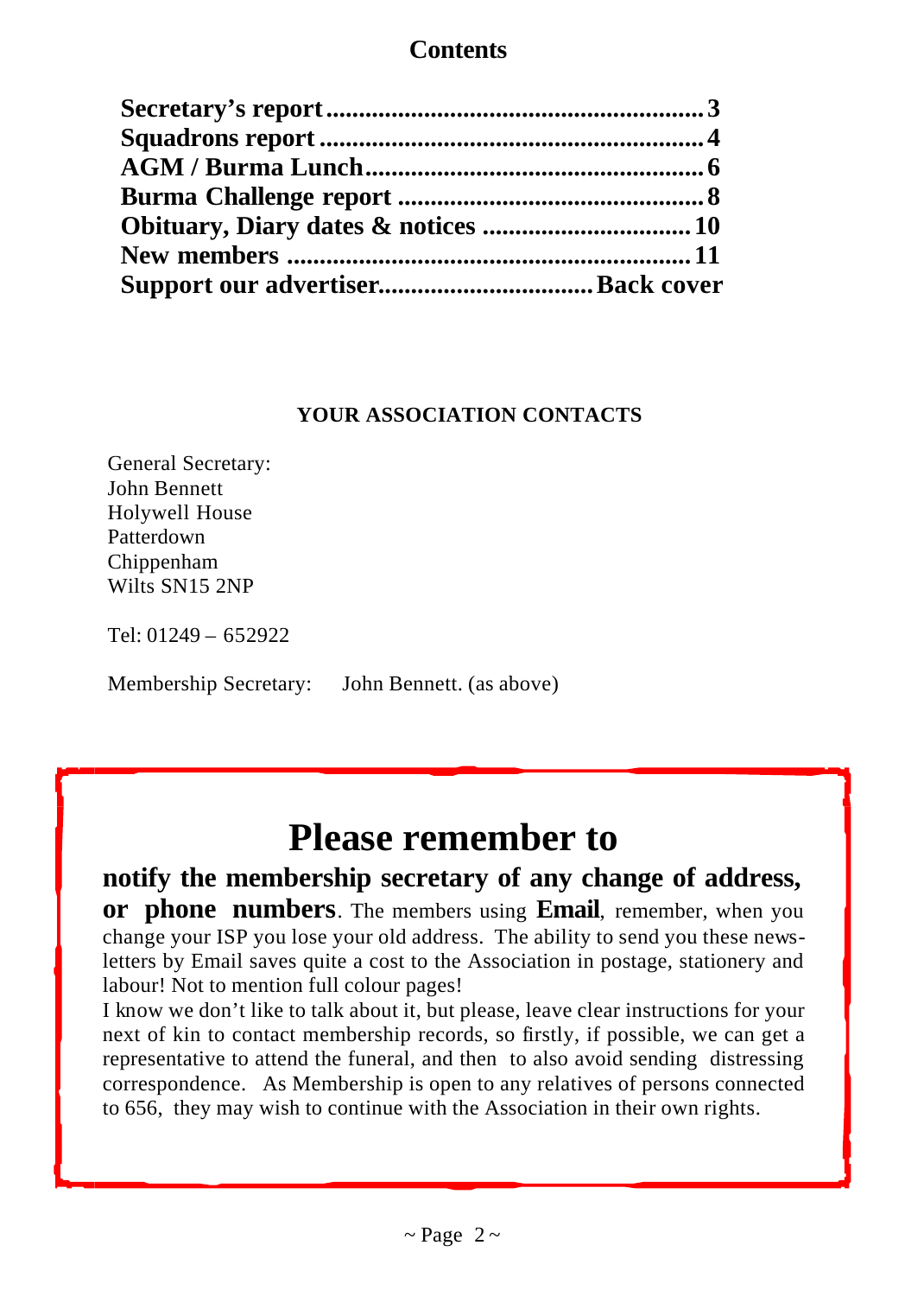## Contents

**Secretary's report** ........................................................ **3**
**Squadrons report** .......................................................... **4**
**AGM / Burma Lunch** ..................................................... **6**
**Burma Challenge report** ............................................... **8**
**Obituary, Diary dates & notices** ................................ **10**
**New members** ............................................................. **11**
**Support our advertiser** ................................ **Back cover**

### YOUR ASSOCIATION CONTACTS

General Secretary:
John Bennett
Holywell House
Patterdown
Chippenham
Wilts SN15 2NP

Tel: 01249 – 652922

Membership Secretary: John Bennett. (as above)

## Please remember to

**notify the membership secretary of any change of address, or phone numbers**. The members using **Email**, remember, when you change your ISP you lose your old address. The ability to send you these newsletters by Email saves quite a cost to the Association in postage, stationery and labour! Not to mention full colour pages!

I know we don't like to talk about it, but please, leave clear instructions for your next of kin to contact membership records, so firstly, if possible, we can get a representative to attend the funeral, and then to also avoid sending distressing correspondence. As Membership is open to any relatives of persons connected to 656, they may wish to continue with the Association in their own rights.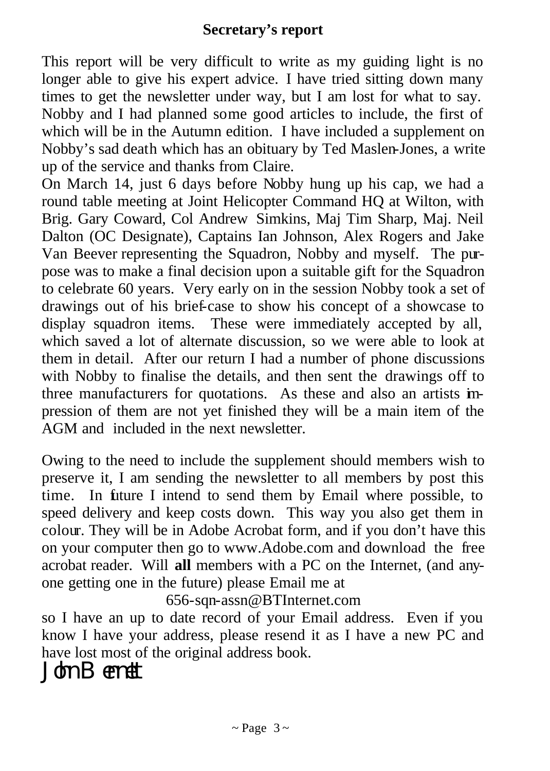## Secretary's report

This report will be very difficult to write as my guiding light is no longer able to give his expert advice. I have tried sitting down many times to get the newsletter under way, but I am lost for what to say. Nobby and I had planned some good articles to include, the first of which will be in the Autumn edition. I have included a supplement on Nobby's sad death which has an obituary by Ted Maslen-Jones, a write up of the service and thanks from Claire.

On March 14, just 6 days before Nobby hung up his cap, we had a round table meeting at Joint Helicopter Command HQ at Wilton, with Brig. Gary Coward, Col Andrew Simkins, Maj Tim Sharp, Maj. Neil Dalton (OC Designate), Captains Ian Johnson, Alex Rogers and Jake Van Beever representing the Squadron, Nobby and myself. The purpose was to make a final decision upon a suitable gift for the Squadron to celebrate 60 years. Very early on in the session Nobby took a set of drawings out of his brief-case to show his concept of a showcase to display squadron items. These were immediately accepted by all, which saved a lot of alternate discussion, so we were able to look at them in detail. After our return I had a number of phone discussions with Nobby to finalise the details, and then sent the drawings off to three manufacturers for quotations. As these and also an artists impression of them are not yet finished they will be a main item of the AGM and included in the next newsletter.

Owing to the need to include the supplement should members wish to preserve it, I am sending the newsletter to all members by post this time. In future I intend to send them by Email where possible, to speed delivery and keep costs down. This way you also get them in colour. They will be in Adobe Acrobat form, and if you don't have this on your computer then go to www.Adobe.com and download the free acrobat reader. Will **all** members with a PC on the Internet, (and anyone getting one in the future) please Email me at

656-sqn-assn@BTInternet.com

so I have an up to date record of your Email address. Even if you know I have your address, please resend it as I have a new PC and have lost most of the original address book.

John Bennett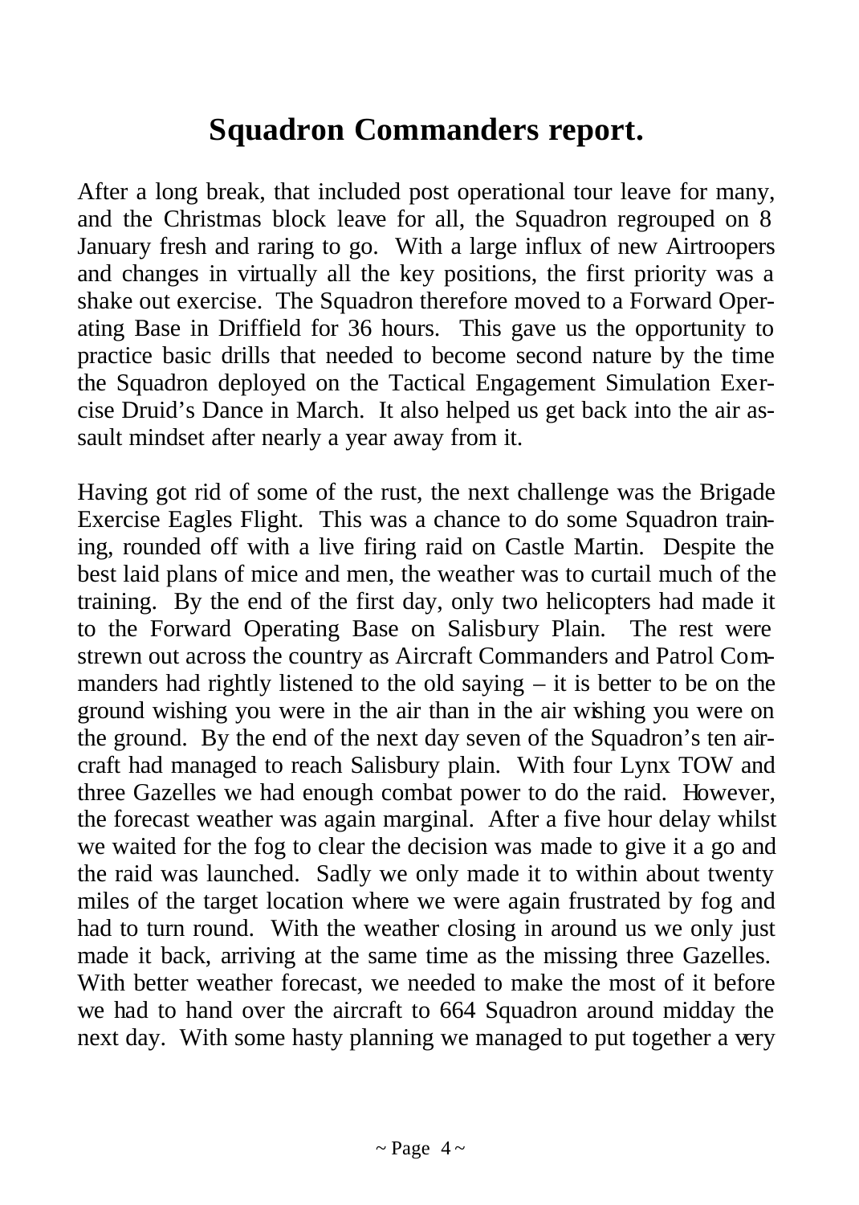# Squadron Commanders report.

After a long break, that included post operational tour leave for many, and the Christmas block leave for all, the Squadron regrouped on 8 January fresh and raring to go. With a large influx of new Airtroopers and changes in virtually all the key positions, the first priority was a shake out exercise. The Squadron therefore moved to a Forward Operating Base in Driffield for 36 hours. This gave us the opportunity to practice basic drills that needed to become second nature by the time the Squadron deployed on the Tactical Engagement Simulation Exercise Druid's Dance in March. It also helped us get back into the air assault mindset after nearly a year away from it.

Having got rid of some of the rust, the next challenge was the Brigade Exercise Eagles Flight. This was a chance to do some Squadron training, rounded off with a live firing raid on Castle Martin. Despite the best laid plans of mice and men, the weather was to curtail much of the training. By the end of the first day, only two helicopters had made it to the Forward Operating Base on Salisbury Plain. The rest were strewn out across the country as Aircraft Commanders and Patrol Commanders had rightly listened to the old saying – it is better to be on the ground wishing you were in the air than in the air wishing you were on the ground. By the end of the next day seven of the Squadron's ten aircraft had managed to reach Salisbury plain. With four Lynx TOW and three Gazelles we had enough combat power to do the raid. However, the forecast weather was again marginal. After a five hour delay whilst we waited for the fog to clear the decision was made to give it a go and the raid was launched. Sadly we only made it to within about twenty miles of the target location where we were again frustrated by fog and had to turn round. With the weather closing in around us we only just made it back, arriving at the same time as the missing three Gazelles. With better weather forecast, we needed to make the most of it before we had to hand over the aircraft to 664 Squadron around midday the next day. With some hasty planning we managed to put together a very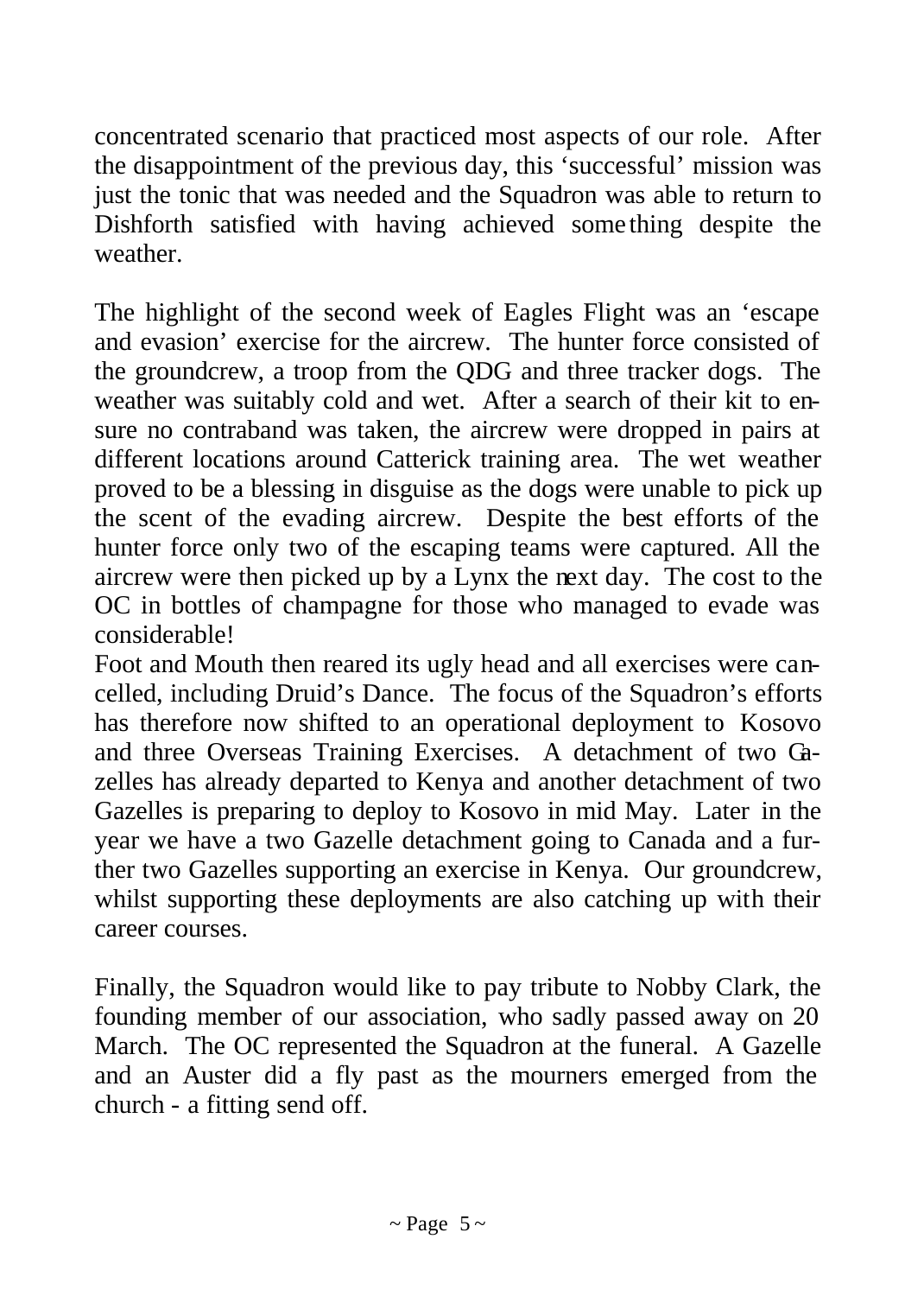concentrated scenario that practiced most aspects of our role. After the disappointment of the previous day, this 'successful' mission was just the tonic that was needed and the Squadron was able to return to Dishforth satisfied with having achieved something despite the weather.

The highlight of the second week of Eagles Flight was an 'escape and evasion' exercise for the aircrew. The hunter force consisted of the groundcrew, a troop from the QDG and three tracker dogs. The weather was suitably cold and wet. After a search of their kit to ensure no contraband was taken, the aircrew were dropped in pairs at different locations around Catterick training area. The wet weather proved to be a blessing in disguise as the dogs were unable to pick up the scent of the evading aircrew. Despite the best efforts of the hunter force only two of the escaping teams were captured. All the aircrew were then picked up by a Lynx the next day. The cost to the OC in bottles of champagne for those who managed to evade was considerable!

Foot and Mouth then reared its ugly head and all exercises were cancelled, including Druid's Dance. The focus of the Squadron's efforts has therefore now shifted to an operational deployment to Kosovo and three Overseas Training Exercises. A detachment of two Gazelles has already departed to Kenya and another detachment of two Gazelles is preparing to deploy to Kosovo in mid May. Later in the year we have a two Gazelle detachment going to Canada and a further two Gazelles supporting an exercise in Kenya. Our groundcrew, whilst supporting these deployments are also catching up with their career courses.

Finally, the Squadron would like to pay tribute to Nobby Clark, the founding member of our association, who sadly passed away on 20 March. The OC represented the Squadron at the funeral. A Gazelle and an Auster did a fly past as the mourners emerged from the church - a fitting send off.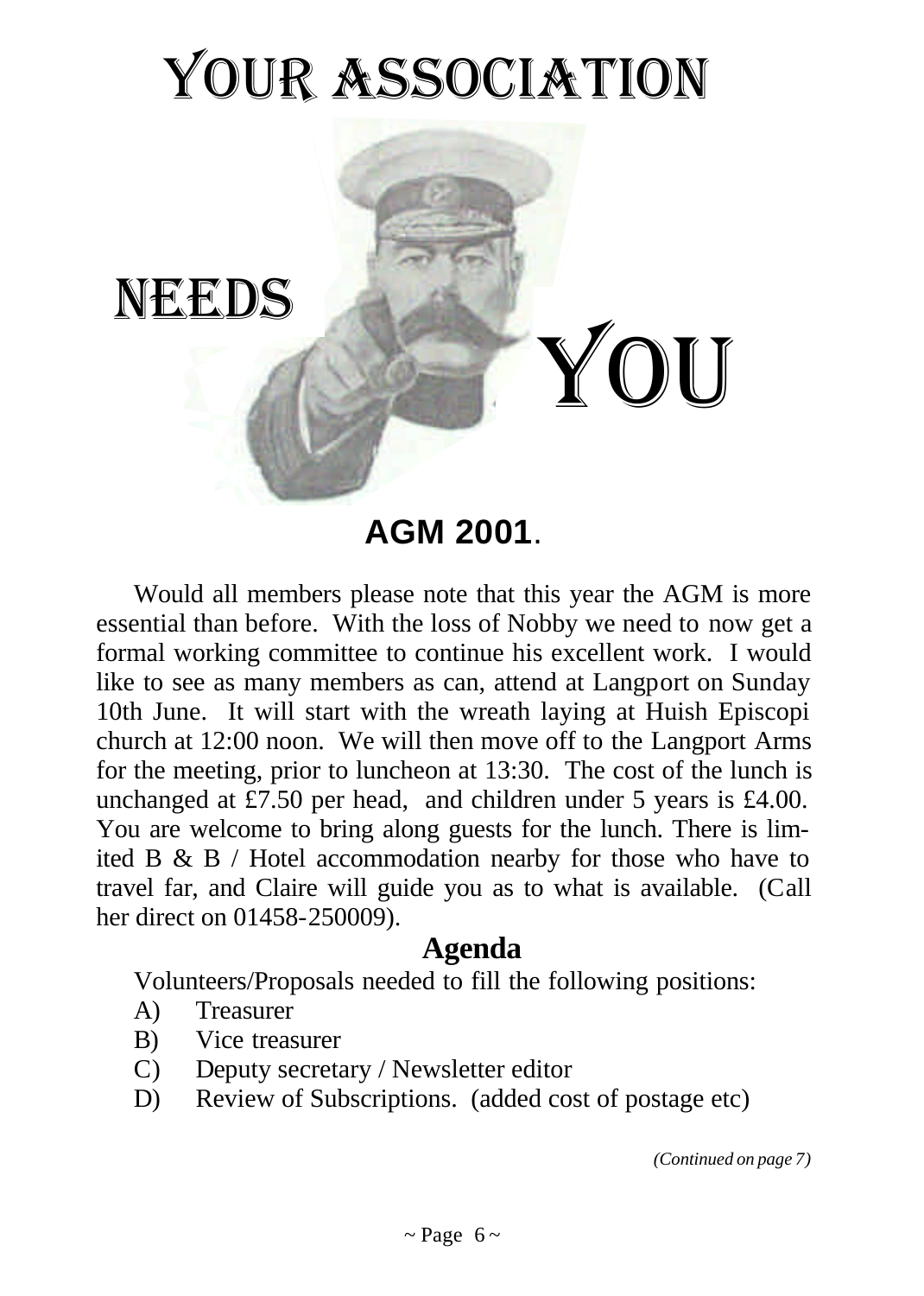# YOUR ASSOCIATION

# NEEDS YOU

## AGM 2001.

Would all members please note that this year the AGM is more essential than before. With the loss of Nobby we need to now get a formal working committee to continue his excellent work. I would like to see as many members as can, attend at Langport on Sunday 10th June. It will start with the wreath laying at Huish Episcopi church at 12:00 noon. We will then move off to the Langport Arms for the meeting, prior to luncheon at 13:30. The cost of the lunch is unchanged at £7.50 per head, and children under 5 years is £4.00. You are welcome to bring along guests for the lunch. There is limited B & B / Hotel accommodation nearby for those who have to travel far, and Claire will guide you as to what is available. (Call her direct on 01458-250009).

### Agenda

Volunteers/Proposals needed to fill the following positions:

A) Treasurer
B) Vice treasurer
C) Deputy secretary / Newsletter editor
D) Review of Subscriptions. (added cost of postage etc)

*(Continued on page 7)*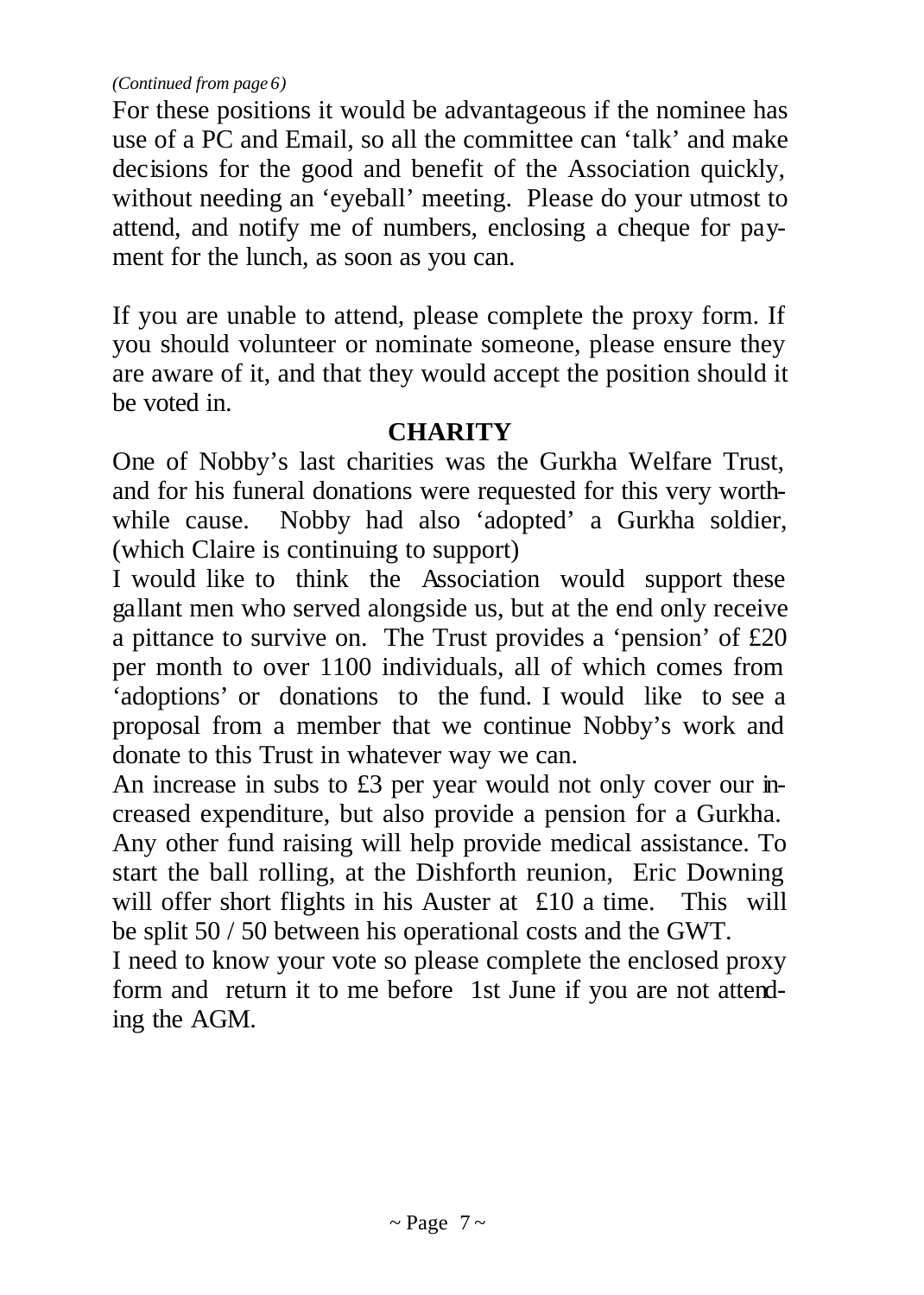*(Continued from page 6)*

For these positions it would be advantageous if the nominee has use of a PC and Email, so all the committee can 'talk' and make decisions for the good and benefit of the Association quickly, without needing an 'eyeball' meeting. Please do your utmost to attend, and notify me of numbers, enclosing a cheque for payment for the lunch, as soon as you can.

If you are unable to attend, please complete the proxy form. If you should volunteer or nominate someone, please ensure they are aware of it, and that they would accept the position should it be voted in.

## CHARITY

One of Nobby's last charities was the Gurkha Welfare Trust, and for his funeral donations were requested for this very worthwhile cause. Nobby had also 'adopted' a Gurkha soldier, (which Claire is continuing to support)

I would like to think the Association would support these gallant men who served alongside us, but at the end only receive a pittance to survive on. The Trust provides a 'pension' of £20 per month to over 1100 individuals, all of which comes from 'adoptions' or donations to the fund. I would like to see a proposal from a member that we continue Nobby's work and donate to this Trust in whatever way we can.

An increase in subs to £3 per year would not only cover our increased expenditure, but also provide a pension for a Gurkha. Any other fund raising will help provide medical assistance. To start the ball rolling, at the Dishforth reunion, Eric Downing will offer short flights in his Auster at £10 a time. This will be split 50 / 50 between his operational costs and the GWT.

I need to know your vote so please complete the enclosed proxy form and return it to me before 1st June if you are not attending the AGM.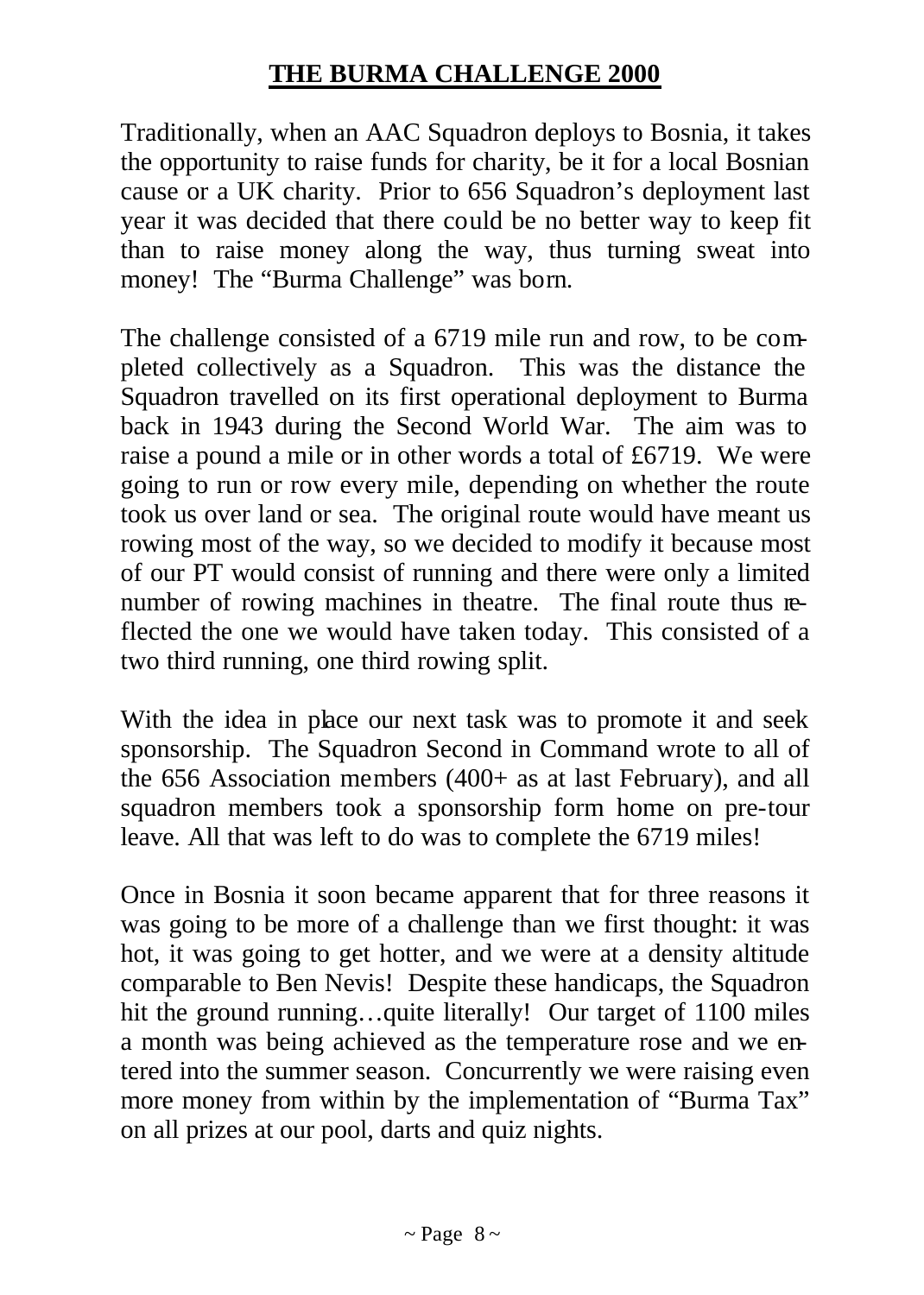# THE BURMA CHALLENGE 2000

Traditionally, when an AAC Squadron deploys to Bosnia, it takes the opportunity to raise funds for charity, be it for a local Bosnian cause or a UK charity. Prior to 656 Squadron's deployment last year it was decided that there could be no better way to keep fit than to raise money along the way, thus turning sweat into money! The "Burma Challenge" was born.

The challenge consisted of a 6719 mile run and row, to be completed collectively as a Squadron. This was the distance the Squadron travelled on its first operational deployment to Burma back in 1943 during the Second World War. The aim was to raise a pound a mile or in other words a total of £6719. We were going to run or row every mile, depending on whether the route took us over land or sea. The original route would have meant us rowing most of the way, so we decided to modify it because most of our PT would consist of running and there were only a limited number of rowing machines in theatre. The final route thus reflected the one we would have taken today. This consisted of a two third running, one third rowing split.

With the idea in place our next task was to promote it and seek sponsorship. The Squadron Second in Command wrote to all of the 656 Association members (400+ as at last February), and all squadron members took a sponsorship form home on pre-tour leave. All that was left to do was to complete the 6719 miles!

Once in Bosnia it soon became apparent that for three reasons it was going to be more of a challenge than we first thought: it was hot, it was going to get hotter, and we were at a density altitude comparable to Ben Nevis! Despite these handicaps, the Squadron hit the ground running…quite literally! Our target of 1100 miles a month was being achieved as the temperature rose and we entered into the summer season. Concurrently we were raising even more money from within by the implementation of "Burma Tax" on all prizes at our pool, darts and quiz nights.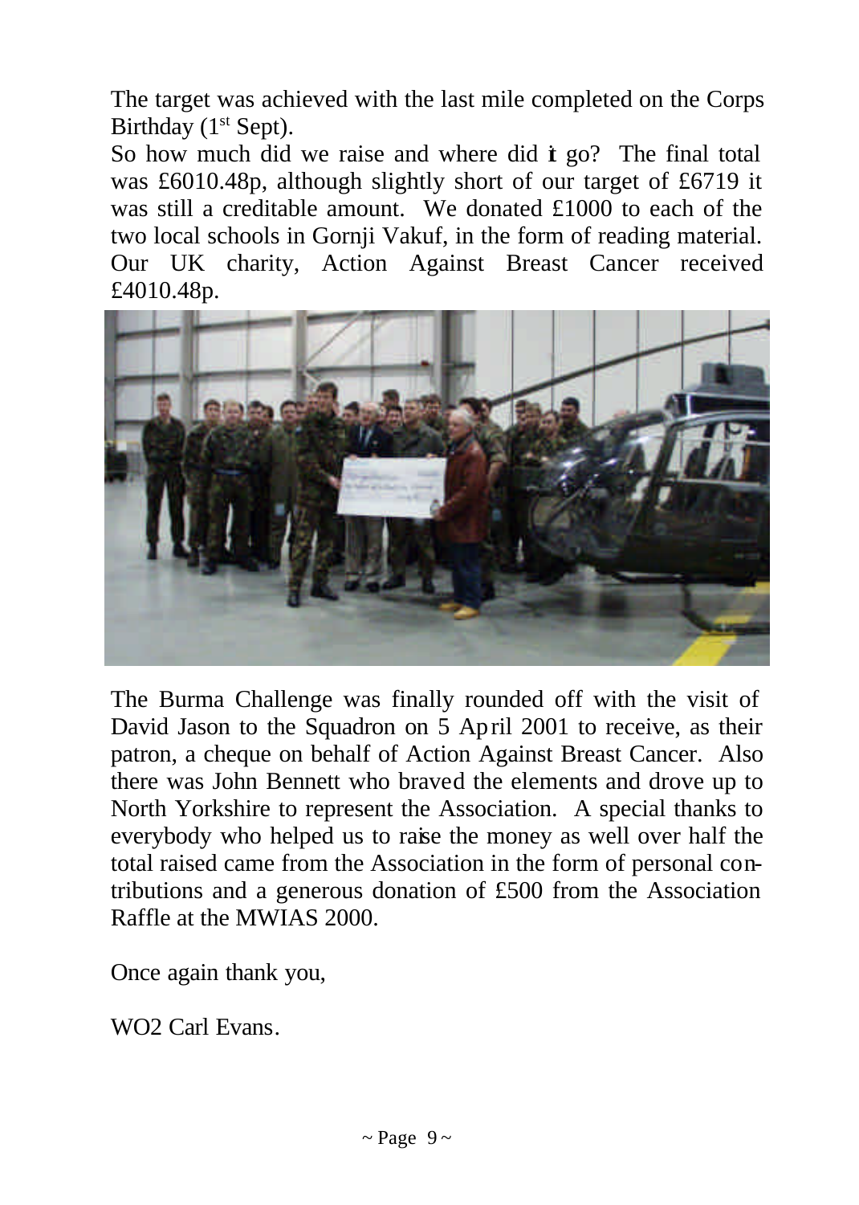The target was achieved with the last mile completed on the Corps Birthday (1st Sept).

So how much did we raise and where did it go? The final total was £6010.48p, although slightly short of our target of £6719 it was still a creditable amount. We donated £1000 to each of the two local schools in Gornji Vakuf, in the form of reading material. Our UK charity, Action Against Breast Cancer received £4010.48p.

The Burma Challenge was finally rounded off with the visit of David Jason to the Squadron on 5 April 2001 to receive, as their patron, a cheque on behalf of Action Against Breast Cancer. Also there was John Bennett who braved the elements and drove up to North Yorkshire to represent the Association. A special thanks to everybody who helped us to raise the money as well over half the total raised came from the Association in the form of personal contributions and a generous donation of £500 from the Association Raffle at the MWIAS 2000.

Once again thank you,

WO2 Carl Evans.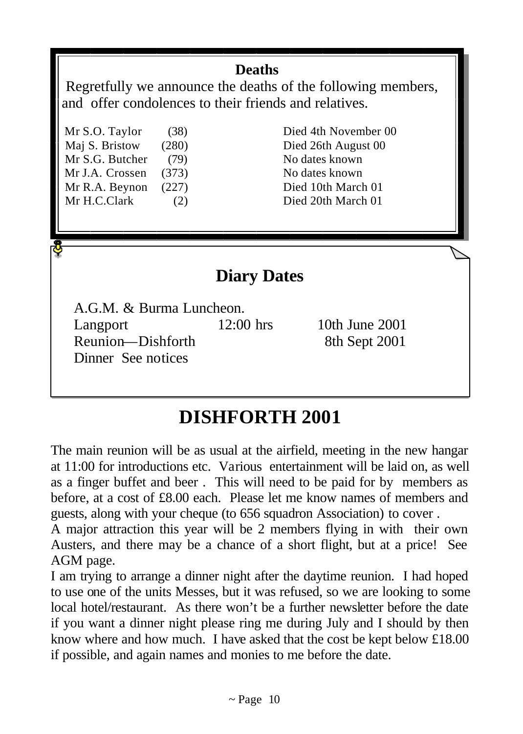## Deaths

Regretfully we announce the deaths of the following members, and offer condolences to their friends and relatives.

| | | |
|---|---|---|
| Mr S.O. Taylor | (38) | Died 4th November 00 |
| Maj S. Bristow | (280) | Died 26th August 00 |
| Mr S.G. Butcher | (79) | No dates known |
| Mr J.A. Crossen | (373) | No dates known |
| Mr R.A. Beynon | (227) | Died 10th March 01 |
| Mr H.C.Clark | (2) | Died 20th March 01 |

## Diary Dates

A.G.M. & Burma Luncheon.

| | | |
|---|---|---|
| Langport | 12:00 hrs | 10th June 2001 |
| Reunion—Dishforth | | 8th Sept 2001 |
| Dinner See notices | | |

# DISHFORTH 2001

The main reunion will be as usual at the airfield, meeting in the new hangar at 11:00 for introductions etc. Various entertainment will be laid on, as well as a finger buffet and beer . This will need to be paid for by members as before, at a cost of £8.00 each. Please let me know names of members and guests, along with your cheque (to 656 squadron Association) to cover .

A major attraction this year will be 2 members flying in with their own Austers, and there may be a chance of a short flight, but at a price! See AGM page.

I am trying to arrange a dinner night after the daytime reunion. I had hoped to use one of the units Messes, but it was refused, so we are looking to some local hotel/restaurant. As there won't be a further newsletter before the date if you want a dinner night please ring me during July and I should by then know where and how much. I have asked that the cost be kept below £18.00 if possible, and again names and monies to me before the date.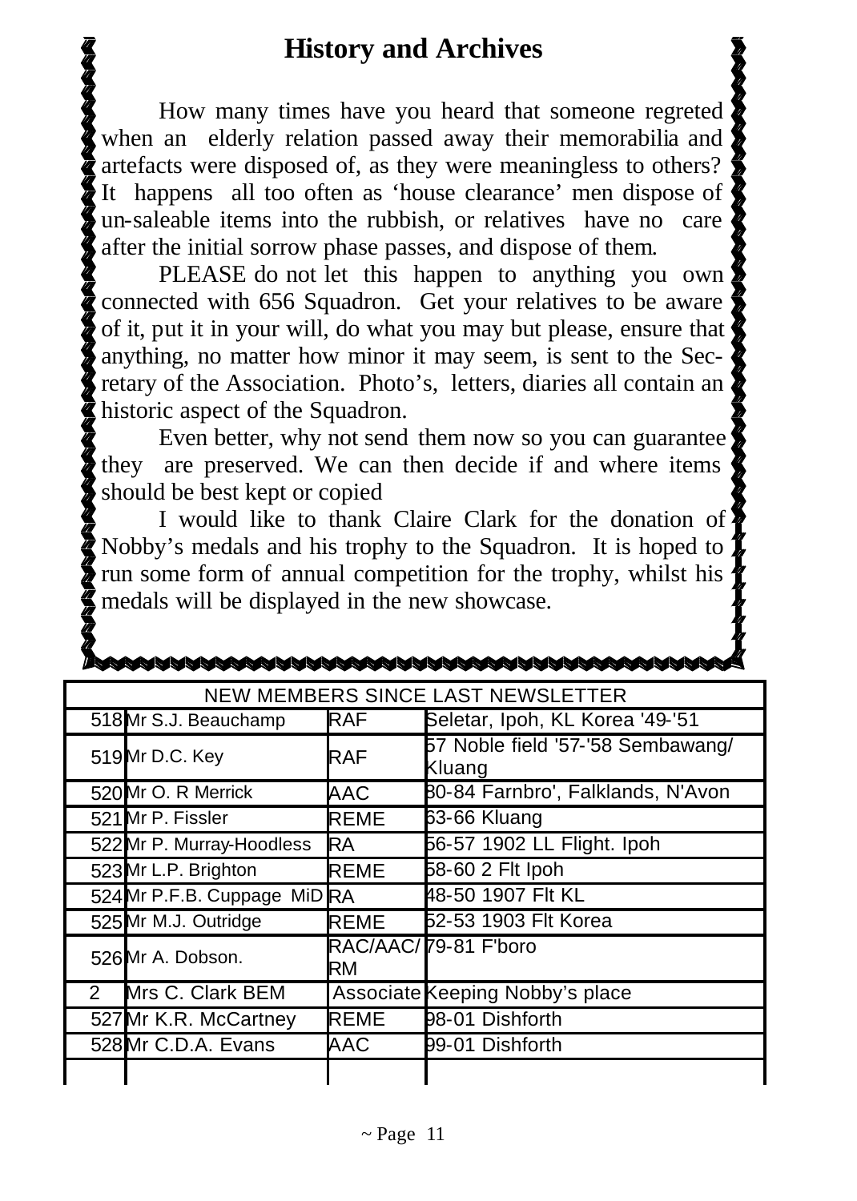# History and Archives

How many times have you heard that someone regreted when an elderly relation passed away their memorabilia and artefacts were disposed of, as they were meaningless to others? It happens all too often as 'house clearance' men dispose of un-saleable items into the rubbish, or relatives have no care after the initial sorrow phase passes, and dispose of them.

PLEASE do not let this happen to anything you own connected with 656 Squadron. Get your relatives to be aware of it, put it in your will, do what you may but please, ensure that anything, no matter how minor it may seem, is sent to the Secretary of the Association. Photo's, letters, diaries all contain an historic aspect of the Squadron.

Even better, why not send them now so you can guarantee they are preserved. We can then decide if and where items should be best kept or copied

I would like to thank Claire Clark for the donation of Nobby's medals and his trophy to the Squadron. It is hoped to run some form of annual competition for the trophy, whilst his medals will be displayed in the new showcase.

| NEW MEMBERS SINCE LAST NEWSLETTER | | | |
|---|---|---|---|
| 518 | Mr S.J. Beauchamp | RAF | Seletar, Ipoh, KL Korea '49-'51 |
| 519 | Mr D.C. Key | RAF | 57 Noble field '57-'58 Sembawang/ Kluang |
| 520 | Mr O. R Merrick | AAC | 80-84 Farnbro', Falklands, N'Avon |
| 521 | Mr P. Fissler | REME | 63-66 Kluang |
| 522 | Mr P. Murray-Hoodless | RA | 56-57 1902 LL Flight. Ipoh |
| 523 | Mr L.P. Brighton | REME | 58-60 2 Flt Ipoh |
| 524 | Mr P.F.B. Cuppage MiD | RA | 48-50 1907 Flt KL |
| 525 | Mr M.J. Outridge | REME | 52-53 1903 Flt Korea |
| 526 | Mr A. Dobson. | RAC/AAC/ RM | 79-81 F'boro |
| 2 | Mrs C. Clark BEM | Associate | Keeping Nobby's place |
| 527 | Mr K.R. McCartney | REME | 98-01 Dishforth |
| 528 | Mr C.D.A. Evans | AAC | 99-01 Dishforth |
| | | | |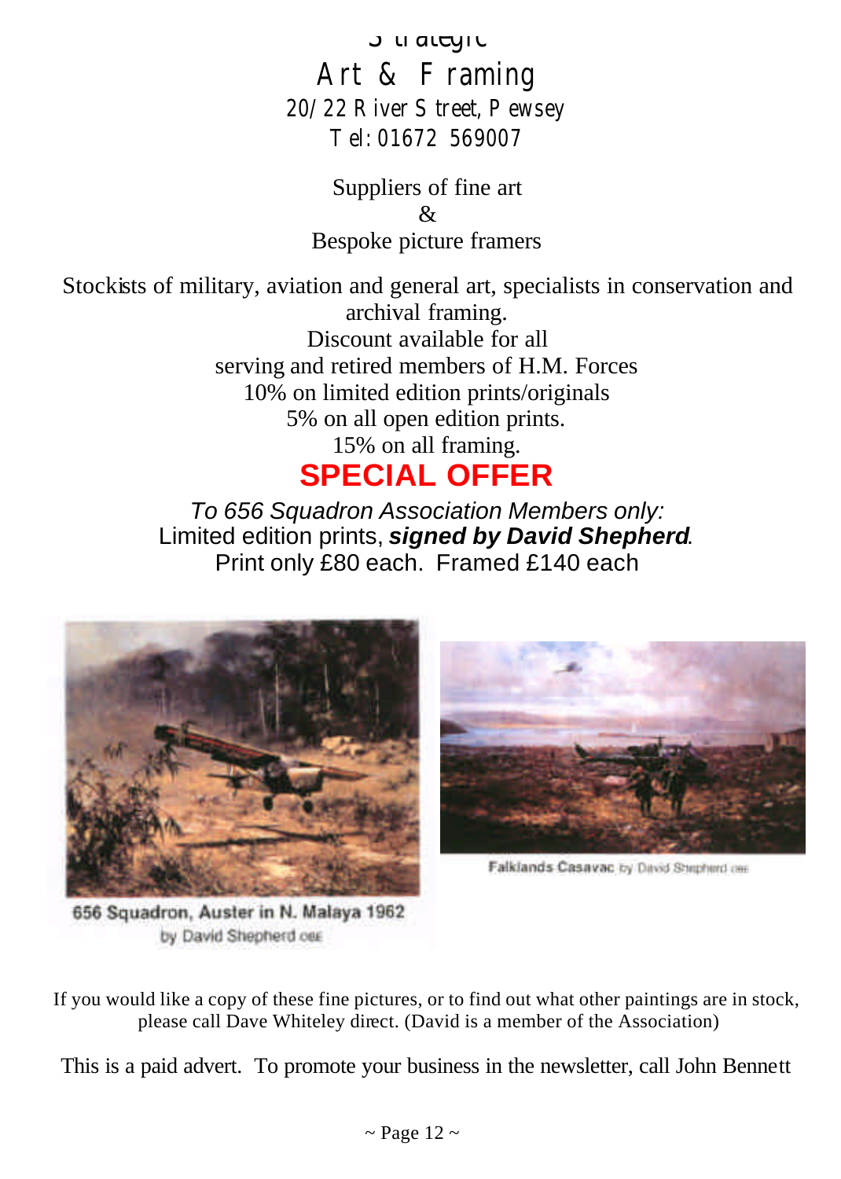# Strategic Art & Framing

20/22 River Street, Pewsey

Tel: 01672 569007

Suppliers of fine art
&
Bespoke picture framers

Stockists of military, aviation and general art, specialists in conservation and archival framing.
Discount available for all
serving and retired members of H.M. Forces
10% on limited edition prints/originals
5% on all open edition prints.
15% on all framing.

## SPECIAL OFFER

*To 656 Squadron Association Members only:*
Limited edition prints, ***signed by David Shepherd***.
Print only £80 each. Framed £140 each

656 Squadron, Auster in N. Malaya 1962
by David Shepherd OBE

Falklands Casavac by David Shepherd OBE

If you would like a copy of these fine pictures, or to find out what other paintings are in stock, please call Dave Whiteley direct. (David is a member of the Association)

This is a paid advert. To promote your business in the newsletter, call John Bennett